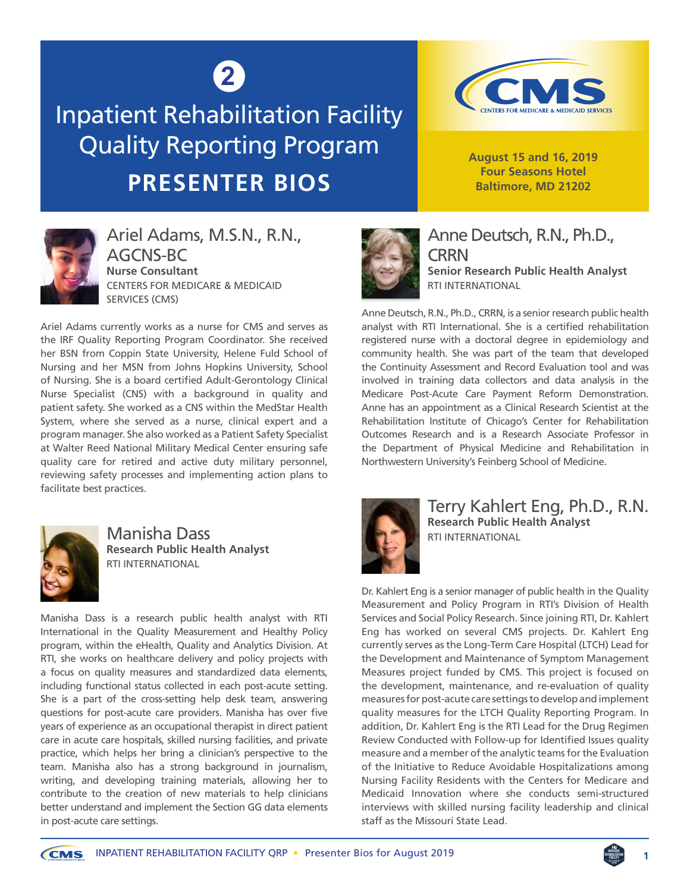2

# Inpatient Rehabilitation Facility Quality Reporting Program

## PRESENTER BIOS

CMS CENTERS FOR MEDICARE & MEDICAID SERVICES

**August 15 and 16, 2019**
**Four Seasons Hotel**
**Baltimore, MD 21202**

### Ariel Adams, M.S.N., R.N., AGCNS-BC

**Nurse Consultant**
CENTERS FOR MEDICARE & MEDICAID SERVICES (CMS)

Ariel Adams currently works as a nurse for CMS and serves as the IRF Quality Reporting Program Coordinator. She received her BSN from Coppin State University, Helene Fuld School of Nursing and her MSN from Johns Hopkins University, School of Nursing. She is a board certified Adult-Gerontology Clinical Nurse Specialist (CNS) with a background in quality and patient safety. She worked as a CNS within the MedStar Health System, where she served as a nurse, clinical expert and a program manager. She also worked as a Patient Safety Specialist at Walter Reed National Military Medical Center ensuring safe quality care for retired and active duty military personnel, reviewing safety processes and implementing action plans to facilitate best practices.

### Manisha Dass

**Research Public Health Analyst**
RTI INTERNATIONAL

Manisha Dass is a research public health analyst with RTI International in the Quality Measurement and Healthy Policy program, within the eHealth, Quality and Analytics Division. At RTI, she works on healthcare delivery and policy projects with a focus on quality measures and standardized data elements, including functional status collected in each post-acute setting. She is a part of the cross-setting help desk team, answering questions for post-acute care providers. Manisha has over five years of experience as an occupational therapist in direct patient care in acute care hospitals, skilled nursing facilities, and private practice, which helps her bring a clinician's perspective to the team. Manisha also has a strong background in journalism, writing, and developing training materials, allowing her to contribute to the creation of new materials to help clinicians better understand and implement the Section GG data elements in post-acute care settings.

### Anne Deutsch, R.N., Ph.D., CRRN

**Senior Research Public Health Analyst**
RTI INTERNATIONAL

Anne Deutsch, R.N., Ph.D., CRRN, is a senior research public health analyst with RTI International. She is a certified rehabilitation registered nurse with a doctoral degree in epidemiology and community health. She was part of the team that developed the Continuity Assessment and Record Evaluation tool and was involved in training data collectors and data analysis in the Medicare Post-Acute Care Payment Reform Demonstration. Anne has an appointment as a Clinical Research Scientist at the Rehabilitation Institute of Chicago's Center for Rehabilitation Outcomes Research and is a Research Associate Professor in the Department of Physical Medicine and Rehabilitation in Northwestern University's Feinberg School of Medicine.

### Terry Kahlert Eng, Ph.D., R.N.

**Research Public Health Analyst**
RTI INTERNATIONAL

Dr. Kahlert Eng is a senior manager of public health in the Quality Measurement and Policy Program in RTI's Division of Health Services and Social Policy Research. Since joining RTI, Dr. Kahlert Eng has worked on several CMS projects. Dr. Kahlert Eng currently serves as the Long-Term Care Hospital (LTCH) Lead for the Development and Maintenance of Symptom Management Measures project funded by CMS. This project is focused on the development, maintenance, and re-evaluation of quality measures for post-acute care settings to develop and implement quality measures for the LTCH Quality Reporting Program. In addition, Dr. Kahlert Eng is the RTI Lead for the Drug Regimen Review Conducted with Follow-up for Identified Issues quality measure and a member of the analytic teams for the Evaluation of the Initiative to Reduce Avoidable Hospitalizations among Nursing Facility Residents with the Centers for Medicare and Medicaid Innovation where she conducts semi-structured interviews with skilled nursing facility leadership and clinical staff as the Missouri State Lead.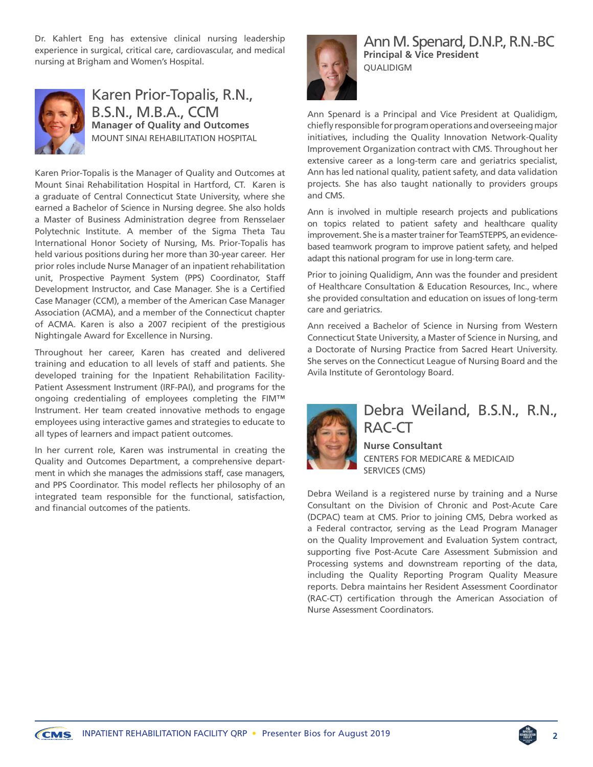Dr. Kahlert Eng has extensive clinical nursing leadership experience in surgical, critical care, cardiovascular, and medical nursing at Brigham and Women's Hospital.

## Karen Prior-Topalis, R.N., B.S.N., M.B.A., CCM

**Manager of Quality and Outcomes**

MOUNT SINAI REHABILITATION HOSPITAL

Karen Prior-Topalis is the Manager of Quality and Outcomes at Mount Sinai Rehabilitation Hospital in Hartford, CT. Karen is a graduate of Central Connecticut State University, where she earned a Bachelor of Science in Nursing degree. She also holds a Master of Business Administration degree from Rensselaer Polytechnic Institute. A member of the Sigma Theta Tau International Honor Society of Nursing, Ms. Prior-Topalis has held various positions during her more than 30-year career. Her prior roles include Nurse Manager of an inpatient rehabilitation unit, Prospective Payment System (PPS) Coordinator, Staff Development Instructor, and Case Manager. She is a Certified Case Manager (CCM), a member of the American Case Manager Association (ACMA), and a member of the Connecticut chapter of ACMA. Karen is also a 2007 recipient of the prestigious Nightingale Award for Excellence in Nursing.

Throughout her career, Karen has created and delivered training and education to all levels of staff and patients. She developed training for the Inpatient Rehabilitation Facility-Patient Assessment Instrument (IRF-PAI), and programs for the ongoing credentialing of employees completing the FIM™ Instrument. Her team created innovative methods to engage employees using interactive games and strategies to educate to all types of learners and impact patient outcomes.

In her current role, Karen was instrumental in creating the Quality and Outcomes Department, a comprehensive department in which she manages the admissions staff, case managers, and PPS Coordinator. This model reflects her philosophy of an integrated team responsible for the functional, satisfaction, and financial outcomes of the patients.

## Ann M. Spenard, D.N.P., R.N.-BC

**Principal & Vice President**

QUALIDIGM

Ann Spenard is a Principal and Vice President at Qualidigm, chiefly responsible for program operations and overseeing major initiatives, including the Quality Innovation Network-Quality Improvement Organization contract with CMS. Throughout her extensive career as a long-term care and geriatrics specialist, Ann has led national quality, patient safety, and data validation projects. She has also taught nationally to providers groups and CMS.

Ann is involved in multiple research projects and publications on topics related to patient safety and healthcare quality improvement. She is a master trainer for TeamSTEPPS, an evidence-based teamwork program to improve patient safety, and helped adapt this national program for use in long-term care.

Prior to joining Qualidigm, Ann was the founder and president of Healthcare Consultation & Education Resources, Inc., where she provided consultation and education on issues of long-term care and geriatrics.

Ann received a Bachelor of Science in Nursing from Western Connecticut State University, a Master of Science in Nursing, and a Doctorate of Nursing Practice from Sacred Heart University. She serves on the Connecticut League of Nursing Board and the Avila Institute of Gerontology Board.

## Debra Weiland, B.S.N., R.N., RAC-CT

**Nurse Consultant**

CENTERS FOR MEDICARE & MEDICAID SERVICES (CMS)

Debra Weiland is a registered nurse by training and a Nurse Consultant on the Division of Chronic and Post-Acute Care (DCPAC) team at CMS. Prior to joining CMS, Debra worked as a Federal contractor, serving as the Lead Program Manager on the Quality Improvement and Evaluation System contract, supporting five Post-Acute Care Assessment Submission and Processing systems and downstream reporting of the data, including the Quality Reporting Program Quality Measure reports. Debra maintains her Resident Assessment Coordinator (RAC-CT) certification through the American Association of Nurse Assessment Coordinators.